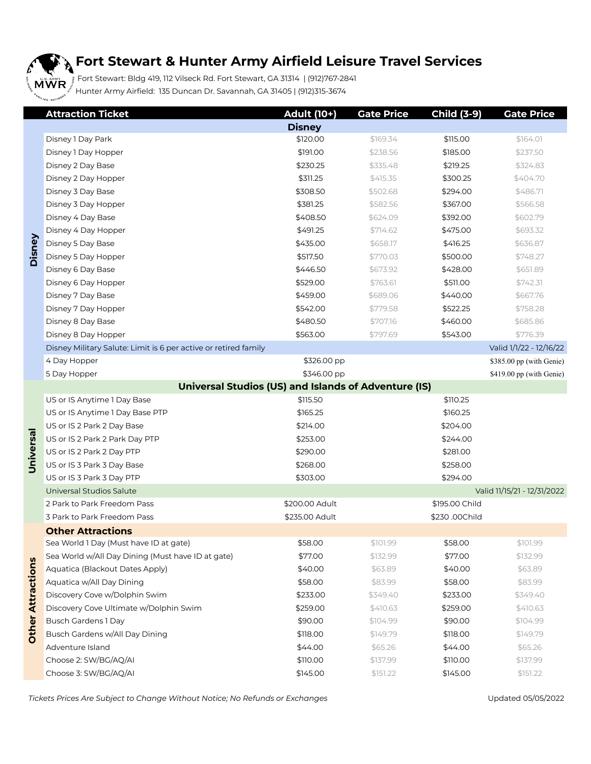# Fort Stewart & Hunter Army Airfield Leisure Travel Services

Fort Stewart: Bldg 419, 112 Vilseck Rd. Fort Stewart, GA 31314 | (912)767-2841

Hunter Army Airfield: 135 Duncan Dr. Savannah, GA 31405 | (912)315-3674

| | Attraction Ticket | Adult (10+) | Gate Price | Child (3-9) | Gate Price |
|---|---|---|---|---|---|
| | | **Disney** | | | |
| Disney | Disney 1 Day Park | $120.00 | $169.34 | $115.00 | $164.01 |
| | Disney 1 Day Hopper | $191.00 | $238.56 | $185.00 | $237.50 |
| | Disney 2 Day Base | $230.25 | $335.48 | $219.25 | $324.83 |
| | Disney 2 Day Hopper | $311.25 | $415.35 | $300.25 | $404.70 |
| | Disney 3 Day Base | $308.50 | $502.68 | $294.00 | $486.71 |
| | Disney 3 Day Hopper | $381.25 | $582.56 | $367.00 | $566.58 |
| | Disney 4 Day Base | $408.50 | $624.09 | $392.00 | $602.79 |
| | Disney 4 Day Hopper | $491.25 | $714.62 | $475.00 | $693.32 |
| | Disney 5 Day Base | $435.00 | $658.17 | $416.25 | $636.87 |
| | Disney 5 Day Hopper | $517.50 | $770.03 | $500.00 | $748.27 |
| | Disney 6 Day Base | $446.50 | $673.92 | $428.00 | $651.89 |
| | Disney 6 Day Hopper | $529.00 | $763.61 | $511.00 | $742.31 |
| | Disney 7 Day Base | $459.00 | $689.06 | $440.00 | $667.76 |
| | Disney 7 Day Hopper | $542.00 | $779.58 | $522.25 | $758.28 |
| | Disney 8 Day Base | $480.50 | $707.16 | $460.00 | $685.86 |
| | Disney 8 Day Hopper | $563.00 | $797.69 | $543.00 | $776.39 |
| | Disney Military Salute: Limit is 6 per active or retired family | | | | Valid 1/1/22 - 12/16/22 |
| | 4 Day Hopper | $326.00 pp | | | $385.00 pp (with Genie) |
| | 5 Day Hopper | $346.00 pp | | | $419.00 pp (with Genie) |
| | | **Universal Studios (US) and Islands of Adventure (IS)** | | | |
| Universal | US or IS Anytime 1 Day Base | $115.50 | | $110.25 | |
| | US or IS Anytime 1 Day Base PTP | $165.25 | | $160.25 | |
| | US or IS 2 Park 2 Day Base | $214.00 | | $204.00 | |
| | US or IS 2 Park 2 Park Day PTP | $253.00 | | $244.00 | |
| | US or IS 2 Park 2 Day PTP | $290.00 | | $281.00 | |
| | US or IS 3 Park 3 Day Base | $268.00 | | $258.00 | |
| | US or IS 3 Park 3 Day PTP | $303.00 | | $294.00 | |
| | Universal Studios Salute | | | | Valid 11/15/21 - 12/31/2022 |
| | 2 Park to Park Freedom Pass | $200.00 Adult | | $195.00 Child | |
| | 3 Park to Park Freedom Pass | $235.00 Adult | | $230 .00Child | |
| | **Other Attractions** | | | | |
| Other Attractions | Sea World 1 Day (Must have ID at gate) | $58.00 | $101.99 | $58.00 | $101.99 |
| | Sea World w/All Day Dining (Must have ID at gate) | $77.00 | $132.99 | $77.00 | $132.99 |
| | Aquatica (Blackout Dates Apply) | $40.00 | $63.89 | $40.00 | $63.89 |
| | Aquatica w/All Day Dining | $58.00 | $83.99 | $58.00 | $83.99 |
| | Discovery Cove w/Dolphin Swim | $233.00 | $349.40 | $233.00 | $349.40 |
| | Discovery Cove Ultimate w/Dolphin Swim | $259.00 | $410.63 | $259.00 | $410.63 |
| | Busch Gardens 1 Day | $90.00 | $104.99 | $90.00 | $104.99 |
| | Busch Gardens w/All Day Dining | $118.00 | $149.79 | $118.00 | $149.79 |
| | Adventure Island | $44.00 | $65.26 | $44.00 | $65.26 |
| | Choose 2: SW/BG/AQ/AI | $110.00 | $137.99 | $110.00 | $137.99 |
| | Choose 3: SW/BG/AQ/AI | $145.00 | $151.22 | $145.00 | $151.22 |

*Tickets Prices Are Subject to Change Without Notice; No Refunds or Exchanges*

Updated 05/05/2022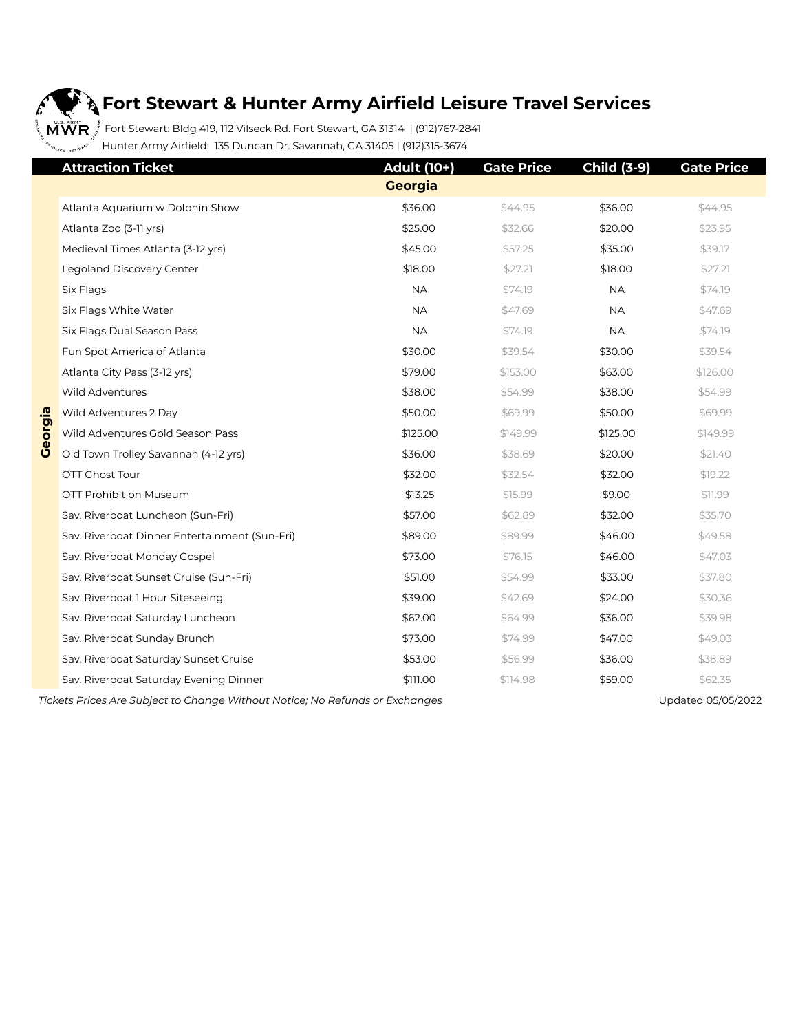# Fort Stewart & Hunter Army Airfield Leisure Travel Services

Fort Stewart: Bldg 419, 112 Vilseck Rd. Fort Stewart, GA 31314 | (912)767-2841

Hunter Army Airfield: 135 Duncan Dr. Savannah, GA 31405 | (912)315-3674

| | Attraction Ticket | Adult (10+) | Gate Price | Child (3-9) | Gate Price |
|---|---|---|---|---|---|
| | **Georgia** | | | | |
| Georgia | Atlanta Aquarium w Dolphin Show | $36.00 | $44.95 | $36.00 | $44.95 |
| | Atlanta Zoo (3-11 yrs) | $25.00 | $32.66 | $20.00 | $23.95 |
| | Medieval Times Atlanta (3-12 yrs) | $45.00 | $57.25 | $35.00 | $39.17 |
| | Legoland Discovery Center | $18.00 | $27.21 | $18.00 | $27.21 |
| | Six Flags | NA | $74.19 | NA | $74.19 |
| | Six Flags White Water | NA | $47.69 | NA | $47.69 |
| | Six Flags Dual Season Pass | NA | $74.19 | NA | $74.19 |
| | Fun Spot America of Atlanta | $30.00 | $39.54 | $30.00 | $39.54 |
| | Atlanta City Pass (3-12 yrs) | $79.00 | $153.00 | $63.00 | $126.00 |
| | Wild Adventures | $38.00 | $54.99 | $38.00 | $54.99 |
| | Wild Adventures 2 Day | $50.00 | $69.99 | $50.00 | $69.99 |
| | Wild Adventures Gold Season Pass | $125.00 | $149.99 | $125.00 | $149.99 |
| | Old Town Trolley Savannah (4-12 yrs) | $36.00 | $38.69 | $20.00 | $21.40 |
| | OTT Ghost Tour | $32.00 | $32.54 | $32.00 | $19.22 |
| | OTT Prohibition Museum | $13.25 | $15.99 | $9.00 | $11.99 |
| | Sav. Riverboat Luncheon (Sun-Fri) | $57.00 | $62.89 | $32.00 | $35.70 |
| | Sav. Riverboat Dinner Entertainment (Sun-Fri) | $89.00 | $89.99 | $46.00 | $49.58 |
| | Sav. Riverboat Monday Gospel | $73.00 | $76.15 | $46.00 | $47.03 |
| | Sav. Riverboat Sunset Cruise (Sun-Fri) | $51.00 | $54.99 | $33.00 | $37.80 |
| | Sav. Riverboat 1 Hour Siteseeing | $39.00 | $42.69 | $24.00 | $30.36 |
| | Sav. Riverboat Saturday Luncheon | $62.00 | $64.99 | $36.00 | $39.98 |
| | Sav. Riverboat Sunday Brunch | $73.00 | $74.99 | $47.00 | $49.03 |
| | Sav. Riverboat Saturday Sunset Cruise | $53.00 | $56.99 | $36.00 | $38.89 |
| | Sav. Riverboat Saturday Evening Dinner | $111.00 | $114.98 | $59.00 | $62.35 |

*Tickets Prices Are Subject to Change Without Notice; No Refunds or Exchanges*

Updated 05/05/2022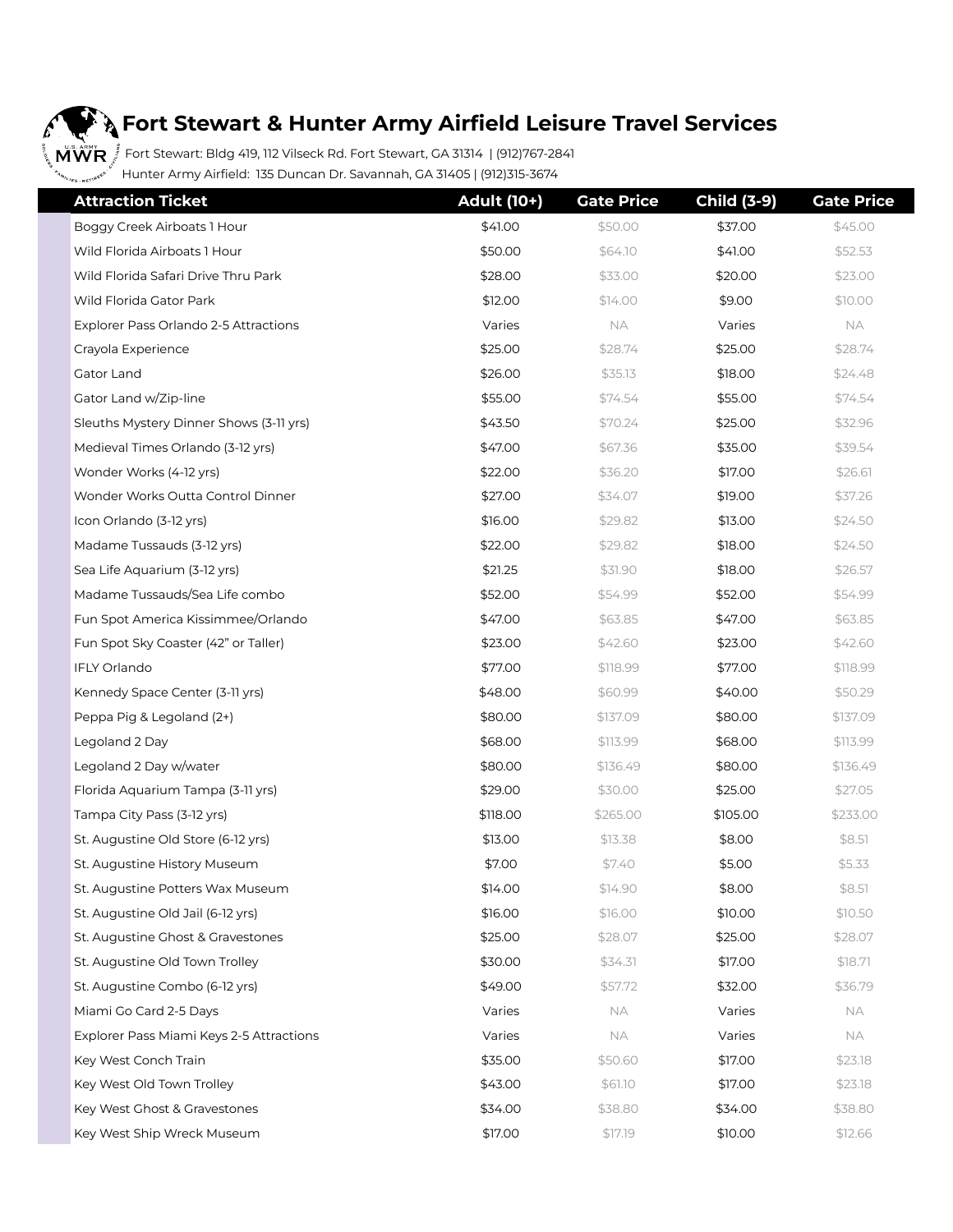# Fort Stewart & Hunter Army Airfield Leisure Travel Services

Fort Stewart: Bldg 419, 112 Vilseck Rd. Fort Stewart, GA 31314 | (912)767-2841
Hunter Army Airfield: 135 Duncan Dr. Savannah, GA 31405 | (912)315-3674

| Attraction Ticket | Adult (10+) | Gate Price | Child (3-9) | Gate Price |
|---|---|---|---|---|
| Boggy Creek Airboats 1 Hour | $41.00 | $50.00 | $37.00 | $45.00 |
| Wild Florida Airboats 1 Hour | $50.00 | $64.10 | $41.00 | $52.53 |
| Wild Florida Safari Drive Thru Park | $28.00 | $33.00 | $20.00 | $23.00 |
| Wild Florida Gator Park | $12.00 | $14.00 | $9.00 | $10.00 |
| Explorer Pass Orlando 2-5 Attractions | Varies | NA | Varies | NA |
| Crayola Experience | $25.00 | $28.74 | $25.00 | $28.74 |
| Gator Land | $26.00 | $35.13 | $18.00 | $24.48 |
| Gator Land w/Zip-line | $55.00 | $74.54 | $55.00 | $74.54 |
| Sleuths Mystery Dinner Shows (3-11 yrs) | $43.50 | $70.24 | $25.00 | $32.96 |
| Medieval Times Orlando (3-12 yrs) | $47.00 | $67.36 | $35.00 | $39.54 |
| Wonder Works (4-12 yrs) | $22.00 | $36.20 | $17.00 | $26.61 |
| Wonder Works Outta Control Dinner | $27.00 | $34.07 | $19.00 | $37.26 |
| Icon Orlando (3-12 yrs) | $16.00 | $29.82 | $13.00 | $24.50 |
| Madame Tussauds (3-12 yrs) | $22.00 | $29.82 | $18.00 | $24.50 |
| Sea Life Aquarium (3-12 yrs) | $21.25 | $31.90 | $18.00 | $26.57 |
| Madame Tussauds/Sea Life combo | $52.00 | $54.99 | $52.00 | $54.99 |
| Fun Spot America Kissimmee/Orlando | $47.00 | $63.85 | $47.00 | $63.85 |
| Fun Spot Sky Coaster (42" or Taller) | $23.00 | $42.60 | $23.00 | $42.60 |
| IFLY Orlando | $77.00 | $118.99 | $77.00 | $118.99 |
| Kennedy Space Center (3-11 yrs) | $48.00 | $60.99 | $40.00 | $50.29 |
| Peppa Pig & Legoland (2+) | $80.00 | $137.09 | $80.00 | $137.09 |
| Legoland 2 Day | $68.00 | $113.99 | $68.00 | $113.99 |
| Legoland 2 Day w/water | $80.00 | $136.49 | $80.00 | $136.49 |
| Florida Aquarium Tampa (3-11 yrs) | $29.00 | $30.00 | $25.00 | $27.05 |
| Tampa City Pass (3-12 yrs) | $118.00 | $265.00 | $105.00 | $233.00 |
| St. Augustine Old Store (6-12 yrs) | $13.00 | $13.38 | $8.00 | $8.51 |
| St. Augustine History Museum | $7.00 | $7.40 | $5.00 | $5.33 |
| St. Augustine Potters Wax Museum | $14.00 | $14.90 | $8.00 | $8.51 |
| St. Augustine Old Jail (6-12 yrs) | $16.00 | $16.00 | $10.00 | $10.50 |
| St. Augustine Ghost & Gravestones | $25.00 | $28.07 | $25.00 | $28.07 |
| St. Augustine Old Town Trolley | $30.00 | $34.31 | $17.00 | $18.71 |
| St. Augustine Combo (6-12 yrs) | $49.00 | $57.72 | $32.00 | $36.79 |
| Miami Go Card 2-5 Days | Varies | NA | Varies | NA |
| Explorer Pass Miami Keys 2-5 Attractions | Varies | NA | Varies | NA |
| Key West Conch Train | $35.00 | $50.60 | $17.00 | $23.18 |
| Key West Old Town Trolley | $43.00 | $61.10 | $17.00 | $23.18 |
| Key West Ghost & Gravestones | $34.00 | $38.80 | $34.00 | $38.80 |
| Key West Ship Wreck Museum | $17.00 | $17.19 | $10.00 | $12.66 |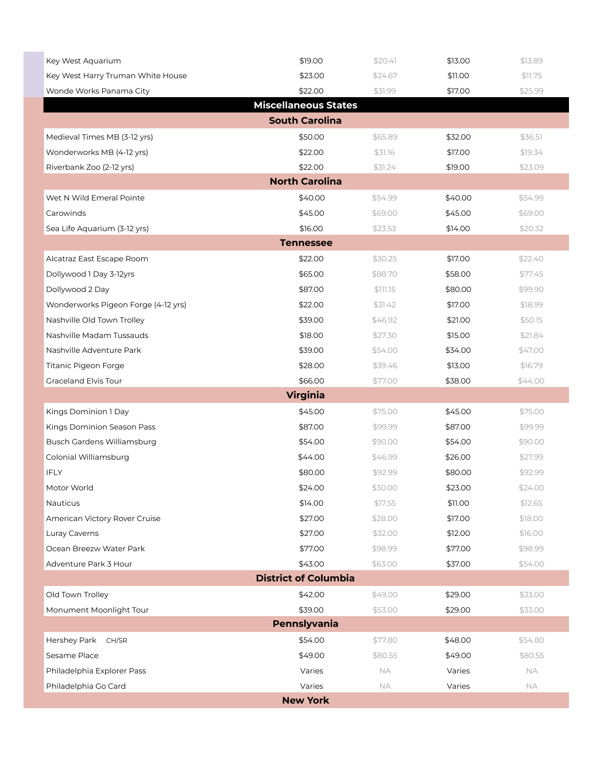| | | | | |
|---|---|---|---|---|
| Key West Aquarium | $19.00 | $20.41 | $13.00 | $13.89 |
| Key West Harry Truman White House | $23.00 | $24.67 | $11.00 | $11.75 |
| Wonde Works Panama City | $22.00 | $31.99 | $17.00 | $25.99 |
| **Miscellaneous States** | | | | |
| **South Carolina** | | | | |
| Medieval Times MB (3-12 yrs) | $50.00 | $65.89 | $32.00 | $36.51 |
| Wonderworks MB (4-12 yrs) | $22.00 | $31.16 | $17.00 | $19.34 |
| Riverbank Zoo (2-12 yrs) | $22.00 | $31.24 | $19.00 | $23.09 |
| **North Carolina** | | | | |
| Wet N Wild Emeral Pointe | $40.00 | $54.99 | $40.00 | $54.99 |
| Carowinds | $45.00 | $69.00 | $45.00 | $69.00 |
| Sea Life Aquarium (3-12 yrs) | $16.00 | $23.53 | $14.00 | $20.32 |
| **Tennessee** | | | | |
| Alcatraz East Escape Room | $22.00 | $30.25 | $17.00 | $22.40 |
| Dollywood 1 Day 3-12yrs | $65.00 | $88.70 | $58.00 | $77.45 |
| Dollywood 2 Day | $87.00 | $111.15 | $80.00 | $99.90 |
| Wonderworks Pigeon Forge (4-12 yrs) | $22.00 | $31.42 | $17.00 | $18.99 |
| Nashville Old Town Trolley | $39.00 | $46.92 | $21.00 | $50.15 |
| Nashville Madam Tussauds | $18.00 | $27.30 | $15.00 | $21.84 |
| Nashville Adventure Park | $39.00 | $54.00 | $34.00 | $47.00 |
| Titanic Pigeon Forge | $28.00 | $39.46 | $13.00 | $16.79 |
| Graceland Elvis Tour | $66.00 | $77.00 | $38.00 | $44.00 |
| **Virginia** | | | | |
| Kings Dominion 1 Day | $45.00 | $75.00 | $45.00 | $75.00 |
| Kings Dominion Season Pass | $87.00 | $99.99 | $87.00 | $99.99 |
| Busch Gardens Williamsburg | $54.00 | $90.00 | $54.00 | $90.00 |
| Colonial Williamsburg | $44.00 | $46.99 | $26.00 | $27.99 |
| IFLY | $80.00 | $92.99 | $80.00 | $92.99 |
| Motor World | $24.00 | $30.00 | $23.00 | $24.00 |
| Nauticus | $14.00 | $17.55 | $11.00 | $12.65 |
| American Victory Rover Cruise | $27.00 | $28.00 | $17.00 | $18.00 |
| Luray Caverns | $27.00 | $32.00 | $12.00 | $16.00 |
| Ocean Breezw Water Park | $77.00 | $98.99 | $77.00 | $98.99 |
| Adventure Park 3 Hour | $43.00 | $63.00 | $37.00 | $54.00 |
| **District of Columbia** | | | | |
| Old Town Trolley | $42.00 | $49.00 | $29.00 | $33.00 |
| Monument Moonlight Tour | $39.00 | $53.00 | $29.00 | $33.00 |
| **Pennslyvania** | | | | |
| Hershey Park CH/SR | $54.00 | $77.80 | $48.00 | $54.80 |
| Sesame Place | $49.00 | $80.55 | $49.00 | $80.55 |
| Philadelphia Explorer Pass | Varies | NA | Varies | NA |
| Philadelphia Go Card | Varies | NA | Varies | NA |
| **New York** | | | | |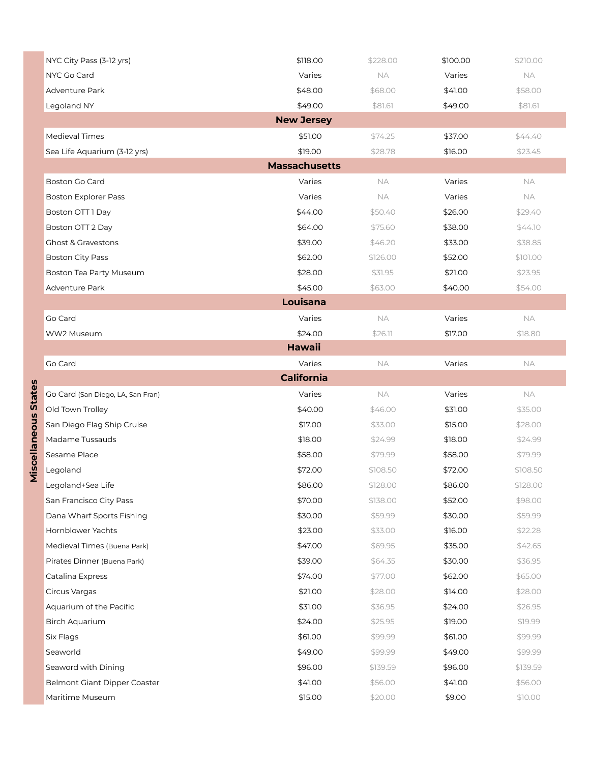| Miscellaneous States | | | | | |
|---|---|---|---|---|---|
| | NYC City Pass (3-12 yrs) | $118.00 | $228.00 | $100.00 | $210.00 |
| | NYC Go Card | Varies | NA | Varies | NA |
| | Adventure Park | $48.00 | $68.00 | $41.00 | $58.00 |
| | Legoland NY | $49.00 | $81.61 | $49.00 | $81.61 |
| | **New Jersey** | | | | |
| | Medieval Times | $51.00 | $74.25 | $37.00 | $44.40 |
| | Sea Life Aquarium (3-12 yrs) | $19.00 | $28.78 | $16.00 | $23.45 |
| | **Massachusetts** | | | | |
| | Boston Go Card | Varies | NA | Varies | NA |
| | Boston Explorer Pass | Varies | NA | Varies | NA |
| | Boston OTT 1 Day | $44.00 | $50.40 | $26.00 | $29.40 |
| | Boston OTT 2 Day | $64.00 | $75.60 | $38.00 | $44.10 |
| | Ghost & Gravestons | $39.00 | $46.20 | $33.00 | $38.85 |
| | Boston City Pass | $62.00 | $126.00 | $52.00 | $101.00 |
| | Boston Tea Party Museum | $28.00 | $31.95 | $21.00 | $23.95 |
| | Adventure Park | $45.00 | $63.00 | $40.00 | $54.00 |
| | **Louisana** | | | | |
| | Go Card | Varies | NA | Varies | NA |
| | WW2 Museum | $24.00 | $26.11 | $17.00 | $18.80 |
| | **Hawaii** | | | | |
| | Go Card | Varies | NA | Varies | NA |
| | **California** | | | | |
| | Go Card (San Diego, LA, San Fran) | Varies | NA | Varies | NA |
| | Old Town Trolley | $40.00 | $46.00 | $31.00 | $35.00 |
| | San Diego Flag Ship Cruise | $17.00 | $33.00 | $15.00 | $28.00 |
| | Madame Tussauds | $18.00 | $24.99 | $18.00 | $24.99 |
| | Sesame Place | $58.00 | $79.99 | $58.00 | $79.99 |
| | Legoland | $72.00 | $108.50 | $72.00 | $108.50 |
| | Legoland+Sea Life | $86.00 | $128.00 | $86.00 | $128.00 |
| | San Francisco City Pass | $70.00 | $138.00 | $52.00 | $98.00 |
| | Dana Wharf Sports Fishing | $30.00 | $59.99 | $30.00 | $59.99 |
| | Hornblower Yachts | $23.00 | $33.00 | $16.00 | $22.28 |
| | Medieval Times (Buena Park) | $47.00 | $69.95 | $35.00 | $42.65 |
| | Pirates Dinner (Buena Park) | $39.00 | $64.35 | $30.00 | $36.95 |
| | Catalina Express | $74.00 | $77.00 | $62.00 | $65.00 |
| | Circus Vargas | $21.00 | $28.00 | $14.00 | $28.00 |
| | Aquarium of the Pacific | $31.00 | $36.95 | $24.00 | $26.95 |
| | Birch Aquarium | $24.00 | $25.95 | $19.00 | $19.99 |
| | Six Flags | $61.00 | $99.99 | $61.00 | $99.99 |
| | Seaworld | $49.00 | $99.99 | $49.00 | $99.99 |
| | Seaword with Dining | $96.00 | $139.59 | $96.00 | $139.59 |
| | Belmont Giant Dipper Coaster | $41.00 | $56.00 | $41.00 | $56.00 |
| | Maritime Museum | $15.00 | $20.00 | $9.00 | $10.00 |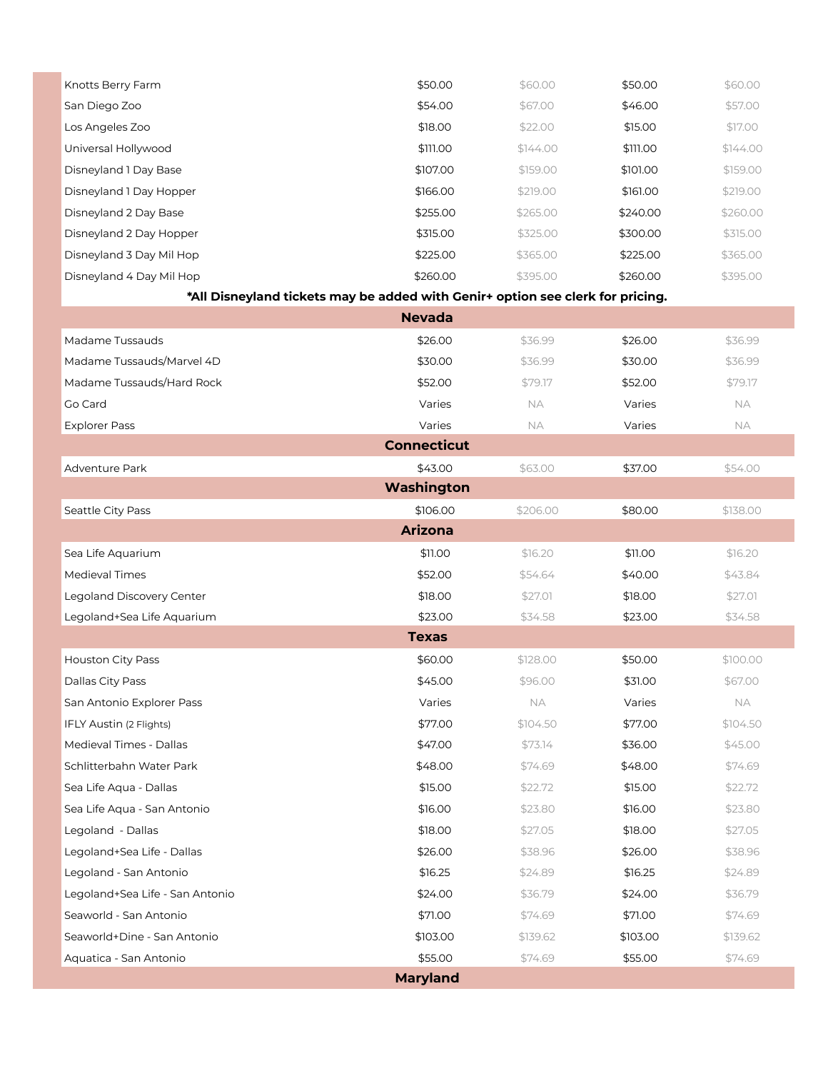| | | | | |
|---|---|---|---|---|
| Knotts Berry Farm | $50.00 | $60.00 | $50.00 | $60.00 |
| San Diego Zoo | $54.00 | $67.00 | $46.00 | $57.00 |
| Los Angeles Zoo | $18.00 | $22.00 | $15.00 | $17.00 |
| Universal Hollywood | $111.00 | $144.00 | $111.00 | $144.00 |
| Disneyland 1 Day Base | $107.00 | $159.00 | $101.00 | $159.00 |
| Disneyland 1 Day Hopper | $166.00 | $219.00 | $161.00 | $219.00 |
| Disneyland 2 Day Base | $255.00 | $265.00 | $240.00 | $260.00 |
| Disneyland 2 Day Hopper | $315.00 | $325.00 | $300.00 | $315.00 |
| Disneyland 3 Day Mil Hop | $225.00 | $365.00 | $225.00 | $365.00 |
| Disneyland 4 Day Mil Hop | $260.00 | $395.00 | $260.00 | $395.00 |
| **\*All Disneyland tickets may be added with Genir+ option see clerk for pricing.** | | | | |
| **Nevada** | | | | |
| Madame Tussauds | $26.00 | $36.99 | $26.00 | $36.99 |
| Madame Tussauds/Marvel 4D | $30.00 | $36.99 | $30.00 | $36.99 |
| Madame Tussauds/Hard Rock | $52.00 | $79.17 | $52.00 | $79.17 |
| Go Card | Varies | NA | Varies | NA |
| Explorer Pass | Varies | NA | Varies | NA |
| **Connecticut** | | | | |
| Adventure Park | $43.00 | $63.00 | $37.00 | $54.00 |
| **Washington** | | | | |
| Seattle City Pass | $106.00 | $206.00 | $80.00 | $138.00 |
| **Arizona** | | | | |
| Sea Life Aquarium | $11.00 | $16.20 | $11.00 | $16.20 |
| Medieval Times | $52.00 | $54.64 | $40.00 | $43.84 |
| Legoland Discovery Center | $18.00 | $27.01 | $18.00 | $27.01 |
| Legoland+Sea Life Aquarium | $23.00 | $34.58 | $23.00 | $34.58 |
| **Texas** | | | | |
| Houston City Pass | $60.00 | $128.00 | $50.00 | $100.00 |
| Dallas City Pass | $45.00 | $96.00 | $31.00 | $67.00 |
| San Antonio Explorer Pass | Varies | NA | Varies | NA |
| IFLY Austin (2 Flights) | $77.00 | $104.50 | $77.00 | $104.50 |
| Medieval Times - Dallas | $47.00 | $73.14 | $36.00 | $45.00 |
| Schlitterbahn Water Park | $48.00 | $74.69 | $48.00 | $74.69 |
| Sea Life Aqua - Dallas | $15.00 | $22.72 | $15.00 | $22.72 |
| Sea Life Aqua - San Antonio | $16.00 | $23.80 | $16.00 | $23.80 |
| Legoland - Dallas | $18.00 | $27.05 | $18.00 | $27.05 |
| Legoland+Sea Life - Dallas | $26.00 | $38.96 | $26.00 | $38.96 |
| Legoland - San Antonio | $16.25 | $24.89 | $16.25 | $24.89 |
| Legoland+Sea Life - San Antonio | $24.00 | $36.79 | $24.00 | $36.79 |
| Seaworld - San Antonio | $71.00 | $74.69 | $71.00 | $74.69 |
| Seaworld+Dine - San Antonio | $103.00 | $139.62 | $103.00 | $139.62 |
| Aquatica - San Antonio | $55.00 | $74.69 | $55.00 | $74.69 |
| **Maryland** | | | | |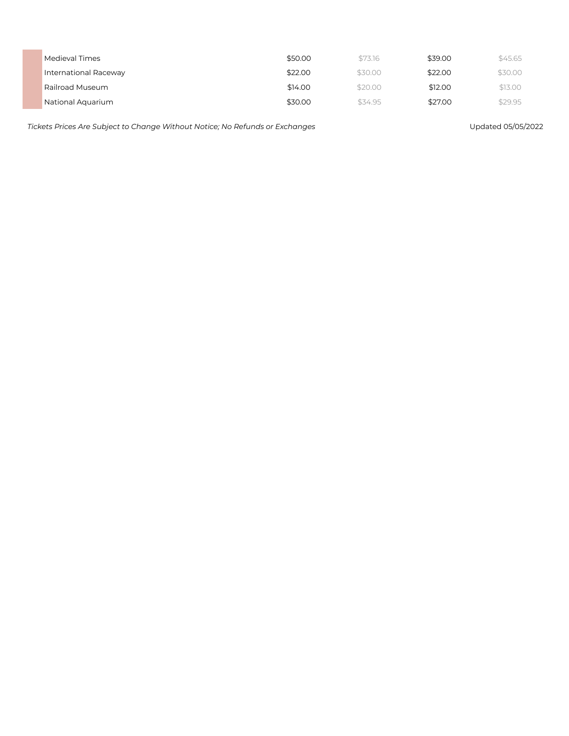| | | | | |
|---|---|---|---|---|
| Medieval Times | $50.00 | $73.16 | $39.00 | $45.65 |
| International Raceway | $22.00 | $30.00 | $22.00 | $30.00 |
| Railroad Museum | $14.00 | $20.00 | $12.00 | $13.00 |
| National Aquarium | $30.00 | $34.95 | $27.00 | $29.95 |

*Tickets Prices Are Subject to Change Without Notice; No Refunds or Exchanges*

Updated 05/05/2022